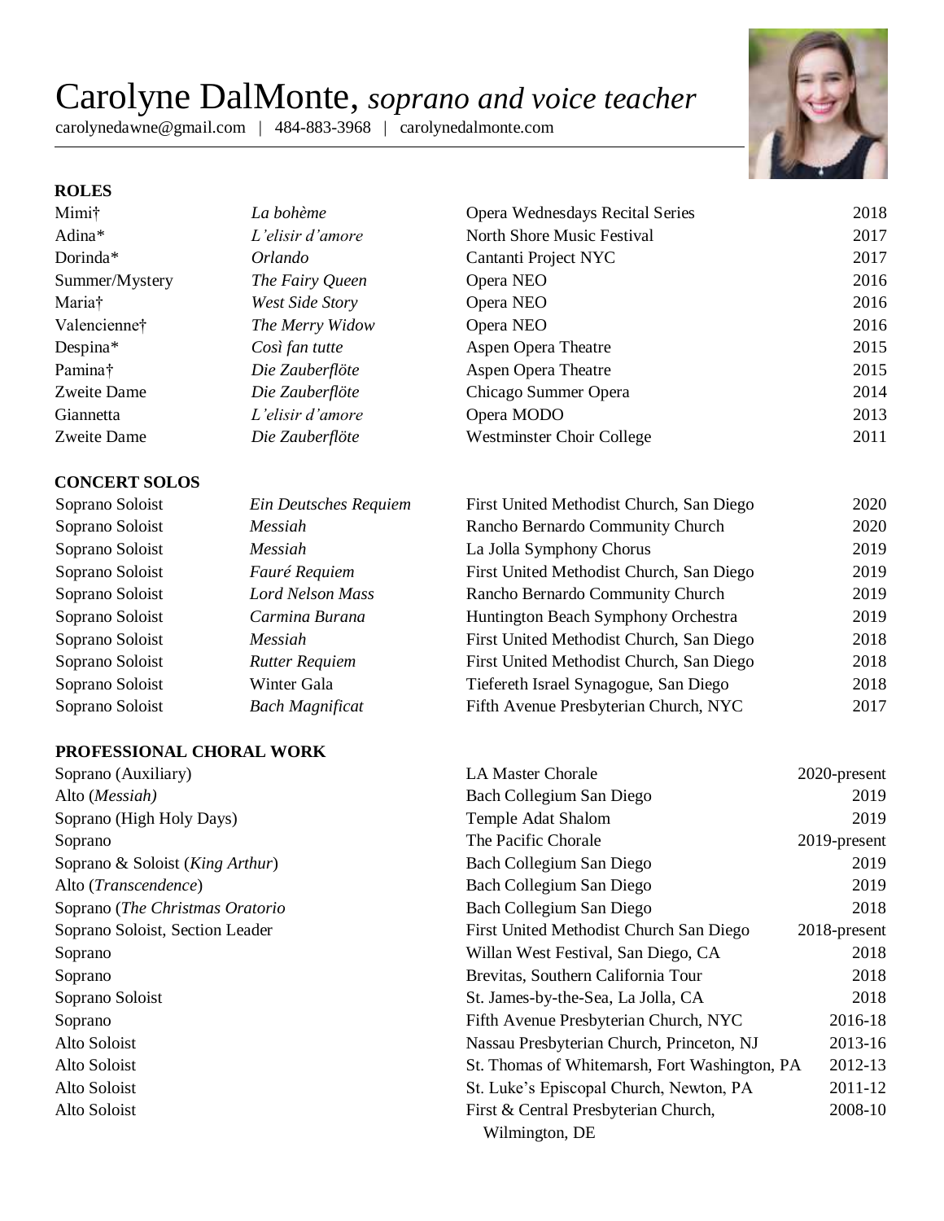# Carolyne DalMonte, *soprano and voice teacher*

carolynedawne@gmail.com | 484-883-3968 | carolynedalmonte.com

## ROLES

| | | | |
|---|---|---|---|
| Mimi† | *La bohème* | Opera Wednesdays Recital Series | 2018 |
| Adina* | *L'elisir d'amore* | North Shore Music Festival | 2017 |
| Dorinda* | *Orlando* | Cantanti Project NYC | 2017 |
| Summer/Mystery | *The Fairy Queen* | Opera NEO | 2016 |
| Maria† | *West Side Story* | Opera NEO | 2016 |
| Valencienne† | *The Merry Widow* | Opera NEO | 2016 |
| Despina* | *Così fan tutte* | Aspen Opera Theatre | 2015 |
| Pamina† | *Die Zauberflöte* | Aspen Opera Theatre | 2015 |
| Zweite Dame | *Die Zauberflöte* | Chicago Summer Opera | 2014 |
| Giannetta | *L'elisir d'amore* | Opera MODO | 2013 |
| Zweite Dame | *Die Zauberflöte* | Westminster Choir College | 2011 |

## CONCERT SOLOS

| | | | |
|---|---|---|---|
| Soprano Soloist | *Ein Deutsches Requiem* | First United Methodist Church, San Diego | 2020 |
| Soprano Soloist | *Messiah* | Rancho Bernardo Community Church | 2020 |
| Soprano Soloist | *Messiah* | La Jolla Symphony Chorus | 2019 |
| Soprano Soloist | *Fauré Requiem* | First United Methodist Church, San Diego | 2019 |
| Soprano Soloist | *Lord Nelson Mass* | Rancho Bernardo Community Church | 2019 |
| Soprano Soloist | *Carmina Burana* | Huntington Beach Symphony Orchestra | 2019 |
| Soprano Soloist | *Messiah* | First United Methodist Church, San Diego | 2018 |
| Soprano Soloist | *Rutter Requiem* | First United Methodist Church, San Diego | 2018 |
| Soprano Soloist | Winter Gala | Tiefereth Israel Synagogue, San Diego | 2018 |
| Soprano Soloist | *Bach Magnificat* | Fifth Avenue Presbyterian Church, NYC | 2017 |

## PROFESSIONAL CHORAL WORK

| | | |
|---|---|---|
| Soprano (Auxiliary) | LA Master Chorale | 2020-present |
| Alto (*Messiah)* | Bach Collegium San Diego | 2019 |
| Soprano (High Holy Days) | Temple Adat Shalom | 2019 |
| Soprano | The Pacific Chorale | 2019-present |
| Soprano & Soloist (*King Arthur*) | Bach Collegium San Diego | 2019 |
| Alto (*Transcendence*) | Bach Collegium San Diego | 2019 |
| Soprano (*The Christmas Oratorio* | Bach Collegium San Diego | 2018 |
| Soprano Soloist, Section Leader | First United Methodist Church San Diego | 2018-present |
| Soprano | Willan West Festival, San Diego, CA | 2018 |
| Soprano | Brevitas, Southern California Tour | 2018 |
| Soprano Soloist | St. James-by-the-Sea, La Jolla, CA | 2018 |
| Soprano | Fifth Avenue Presbyterian Church, NYC | 2016-18 |
| Alto Soloist | Nassau Presbyterian Church, Princeton, NJ | 2013-16 |
| Alto Soloist | St. Thomas of Whitemarsh, Fort Washington, PA | 2012-13 |
| Alto Soloist | St. Luke's Episcopal Church, Newton, PA | 2011-12 |
| Alto Soloist | First & Central Presbyterian Church, Wilmington, DE | 2008-10 |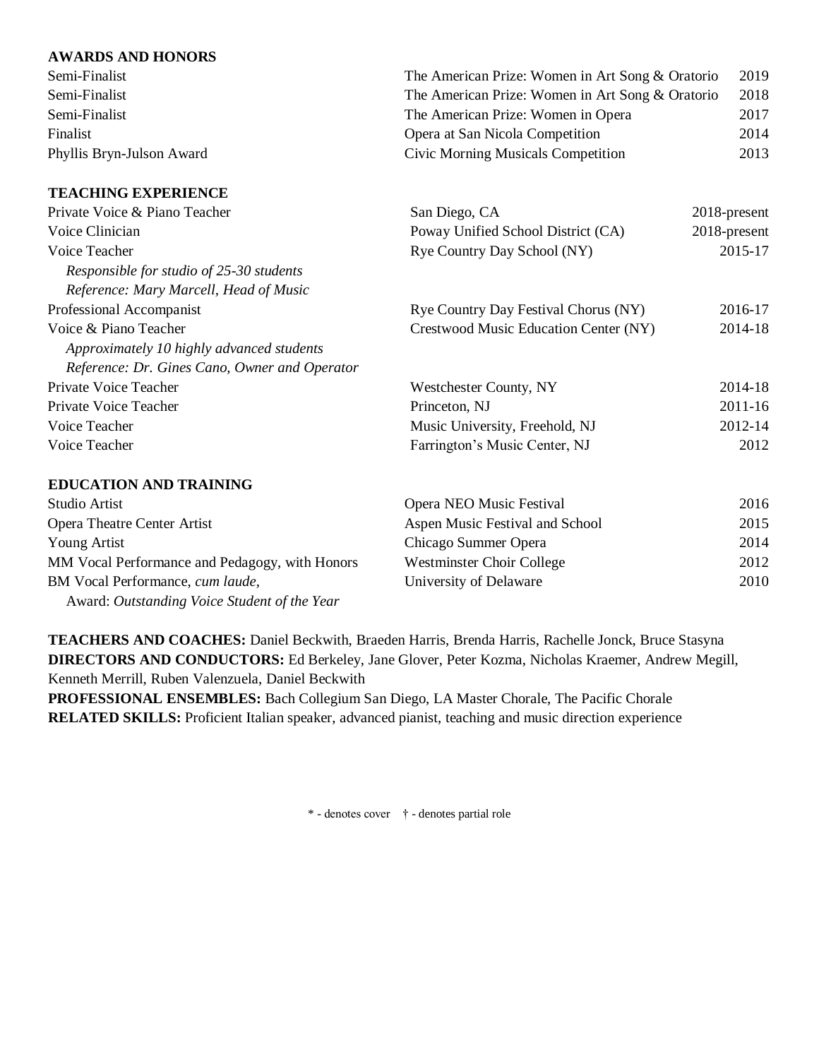## AWARDS AND HONORS

| | | |
|---|---|---|
| Semi-Finalist | The American Prize: Women in Art Song & Oratorio | 2019 |
| Semi-Finalist | The American Prize: Women in Art Song & Oratorio | 2018 |
| Semi-Finalist | The American Prize: Women in Opera | 2017 |
| Finalist | Opera at San Nicola Competition | 2014 |
| Phyllis Bryn-Julson Award | Civic Morning Musicals Competition | 2013 |

## TEACHING EXPERIENCE

| | | |
|---|---|---|
| Private Voice & Piano Teacher | San Diego, CA | 2018-present |
| Voice Clinician | Poway Unified School District (CA) | 2018-present |
| Voice Teacher<br>*Responsible for studio of 25-30 students*<br>*Reference: Mary Marcell, Head of Music* | Rye Country Day School (NY) | 2015-17 |
| Professional Accompanist | Rye Country Day Festival Chorus (NY) | 2016-17 |
| Voice & Piano Teacher<br>*Approximately 10 highly advanced students*<br>*Reference: Dr. Gines Cano, Owner and Operator* | Crestwood Music Education Center (NY) | 2014-18 |
| Private Voice Teacher | Westchester County, NY | 2014-18 |
| Private Voice Teacher | Princeton, NJ | 2011-16 |
| Voice Teacher | Music University, Freehold, NJ | 2012-14 |
| Voice Teacher | Farrington's Music Center, NJ | 2012 |

## EDUCATION AND TRAINING

| | | |
|---|---|---|
| Studio Artist | Opera NEO Music Festival | 2016 |
| Opera Theatre Center Artist | Aspen Music Festival and School | 2015 |
| Young Artist | Chicago Summer Opera | 2014 |
| MM Vocal Performance and Pedagogy, with Honors | Westminster Choir College | 2012 |
| BM Vocal Performance, *cum laude*,<br>Award: *Outstanding Voice Student of the Year* | University of Delaware | 2010 |

**TEACHERS AND COACHES:** Daniel Beckwith, Braeden Harris, Brenda Harris, Rachelle Jonck, Bruce Stasyna
**DIRECTORS AND CONDUCTORS:** Ed Berkeley, Jane Glover, Peter Kozma, Nicholas Kraemer, Andrew Megill, Kenneth Merrill, Ruben Valenzuela, Daniel Beckwith
**PROFESSIONAL ENSEMBLES:** Bach Collegium San Diego, LA Master Chorale, The Pacific Chorale
**RELATED SKILLS:** Proficient Italian speaker, advanced pianist, teaching and music direction experience

* - denotes cover † - denotes partial role